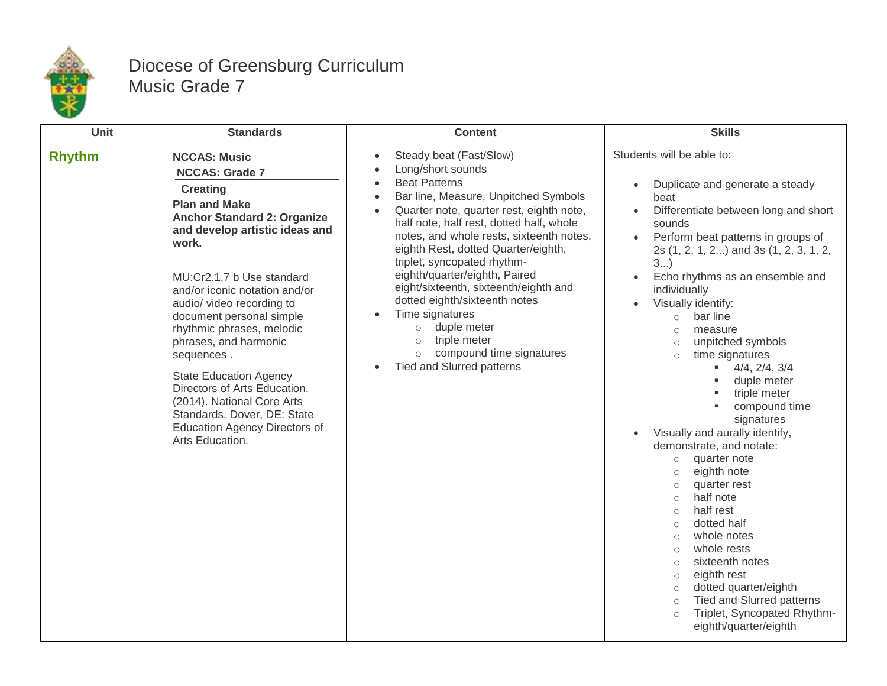# Diocese of Greensburg Curriculum
## Music Grade 7

| Unit | Standards | Content | Skills |
|---|---|---|---|
| **Rhythm** | **NCCAS: Music**<br>**NCCAS: Grade 7**<br>**Creating**<br>**Plan and Make**<br>**Anchor Standard 2: Organize and develop artistic ideas and work.**<br><br>MU:Cr2.1.7 b Use standard and/or iconic notation and/or audio/ video recording to document personal simple rhythmic phrases, melodic phrases, and harmonic sequences .<br><br>State Education Agency Directors of Arts Education. (2014). National Core Arts Standards. Dover, DE: State Education Agency Directors of Arts Education. | • Steady beat (Fast/Slow)<br>• Long/short sounds<br>• Beat Patterns<br>• Bar line, Measure, Unpitched Symbols<br>• Quarter note, quarter rest, eighth note, half note, half rest, dotted half, whole notes, and whole rests, sixteenth notes, eighth Rest, dotted Quarter/eighth, triplet, syncopated rhythm- eighth/quarter/eighth, Paired eight/sixteenth, sixteenth/eighth and dotted eighth/sixteenth notes<br>• Time signatures<br>&nbsp;&nbsp;○ duple meter<br>&nbsp;&nbsp;○ triple meter<br>&nbsp;&nbsp;○ compound time signatures<br>• Tied and Slurred patterns | Students will be able to:<br><br>• Duplicate and generate a steady beat<br>• Differentiate between long and short sounds<br>• Perform beat patterns in groups of 2s (1, 2, 1, 2...) and 3s (1, 2, 3, 1, 2, 3...)<br>• Echo rhythms as an ensemble and individually<br>• Visually identify:<br>&nbsp;&nbsp;○ bar line<br>&nbsp;&nbsp;○ measure<br>&nbsp;&nbsp;○ unpitched symbols<br>&nbsp;&nbsp;○ time signatures<br>&nbsp;&nbsp;&nbsp;&nbsp;▪ 4/4, 2/4, 3/4<br>&nbsp;&nbsp;&nbsp;&nbsp;▪ duple meter<br>&nbsp;&nbsp;&nbsp;&nbsp;▪ triple meter<br>&nbsp;&nbsp;&nbsp;&nbsp;▪ compound time signatures<br>• Visually and aurally identify, demonstrate, and notate:<br>&nbsp;&nbsp;○ quarter note<br>&nbsp;&nbsp;○ eighth note<br>&nbsp;&nbsp;○ quarter rest<br>&nbsp;&nbsp;○ half note<br>&nbsp;&nbsp;○ half rest<br>&nbsp;&nbsp;○ dotted half<br>&nbsp;&nbsp;○ whole notes<br>&nbsp;&nbsp;○ whole rests<br>&nbsp;&nbsp;○ sixteenth notes<br>&nbsp;&nbsp;○ eighth rest<br>&nbsp;&nbsp;○ dotted quarter/eighth<br>&nbsp;&nbsp;○ Tied and Slurred patterns<br>&nbsp;&nbsp;○ Triplet, Syncopated Rhythm- eighth/quarter/eighth |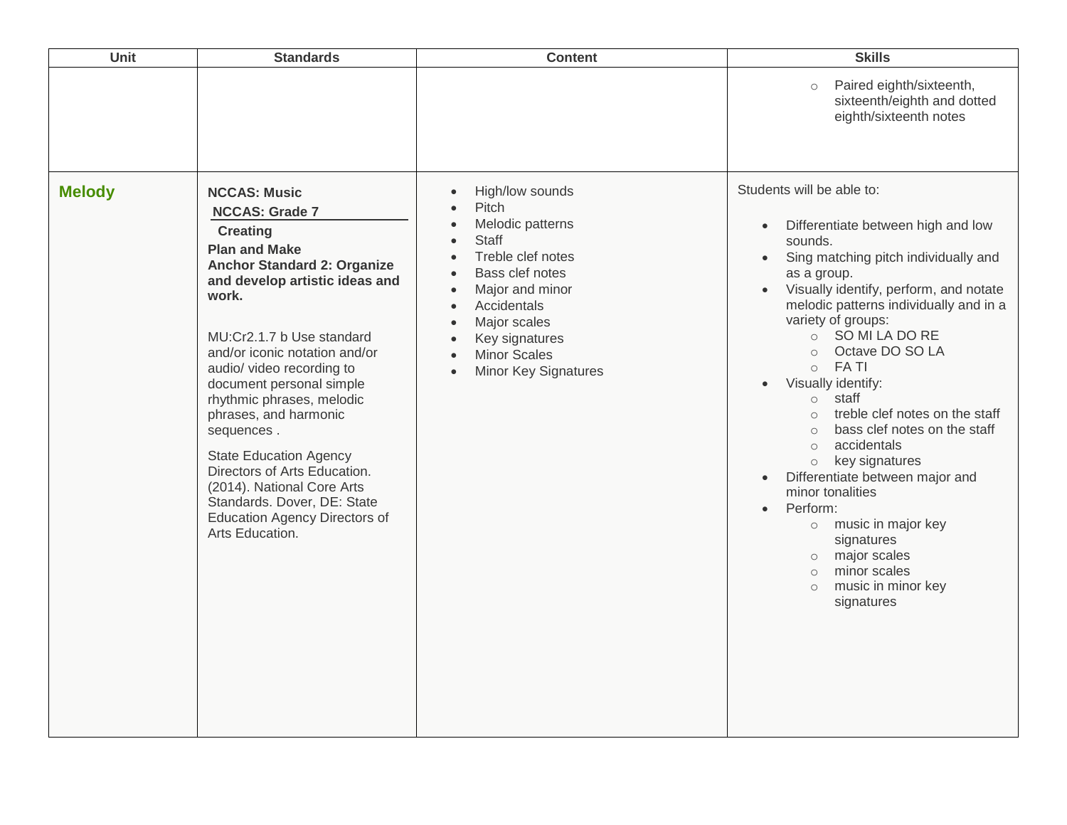| Unit | Standards | Content | Skills |
|---|---|---|---|
| | | | ○ Paired eighth/sixteenth, sixteenth/eighth and dotted eighth/sixteenth notes |
| **Melody** | **NCCAS: Music**<br>**NCCAS: Grade 7**<br>**Creating**<br>**Plan and Make**<br>**Anchor Standard 2: Organize and develop artistic ideas and work.**<br><br>MU:Cr2.1.7 b Use standard and/or iconic notation and/or audio/ video recording to document personal simple rhythmic phrases, melodic phrases, and harmonic sequences .<br><br>State Education Agency Directors of Arts Education. (2014). National Core Arts Standards. Dover, DE: State Education Agency Directors of Arts Education. | • High/low sounds<br>• Pitch<br>• Melodic patterns<br>• Staff<br>• Treble clef notes<br>• Bass clef notes<br>• Major and minor<br>• Accidentals<br>• Major scales<br>• Key signatures<br>• Minor Scales<br>• Minor Key Signatures | Students will be able to:<br><br>• Differentiate between high and low sounds.<br>• Sing matching pitch individually and as a group.<br>• Visually identify, perform, and notate melodic patterns individually and in a variety of groups:<br>○ SO MI LA DO RE<br>○ Octave DO SO LA<br>○ FA TI<br>• Visually identify:<br>○ staff<br>○ treble clef notes on the staff<br>○ bass clef notes on the staff<br>○ accidentals<br>○ key signatures<br>• Differentiate between major and minor tonalities<br>• Perform:<br>○ music in major key signatures<br>○ major scales<br>○ minor scales<br>○ music in minor key signatures |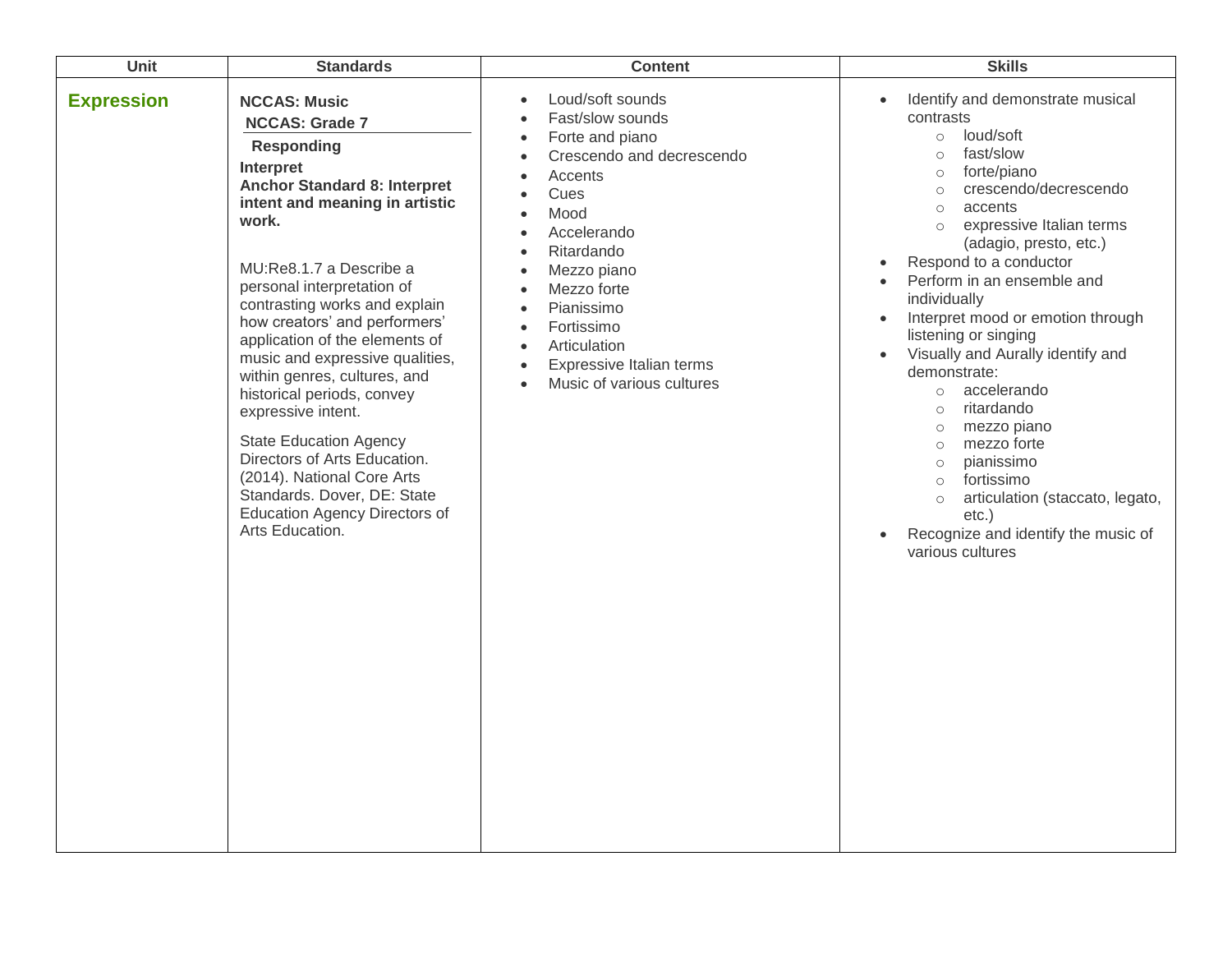| Unit | Standards | Content | Skills |
| --- | --- | --- | --- |
| **Expression** | **NCCAS: Music**<br>**NCCAS: Grade 7**<br>**Responding**<br>**Interpret**<br>**Anchor Standard 8: Interpret intent and meaning in artistic work.**<br><br>MU:Re8.1.7 a Describe a personal interpretation of contrasting works and explain how creators' and performers' application of the elements of music and expressive qualities, within genres, cultures, and historical periods, convey expressive intent.<br><br>State Education Agency Directors of Arts Education. (2014). National Core Arts Standards. Dover, DE: State Education Agency Directors of Arts Education. | • Loud/soft sounds<br>• Fast/slow sounds<br>• Forte and piano<br>• Crescendo and decrescendo<br>• Accents<br>• Cues<br>• Mood<br>• Accelerando<br>• Ritardando<br>• Mezzo piano<br>• Mezzo forte<br>• Pianissimo<br>• Fortissimo<br>• Articulation<br>• Expressive Italian terms<br>• Music of various cultures | • Identify and demonstrate musical contrasts<br>  ○ loud/soft<br>  ○ fast/slow<br>  ○ forte/piano<br>  ○ crescendo/decrescendo<br>  ○ accents<br>  ○ expressive Italian terms (adagio, presto, etc.)<br>• Respond to a conductor<br>• Perform in an ensemble and individually<br>• Interpret mood or emotion through listening or singing<br>• Visually and Aurally identify and demonstrate:<br>  ○ accelerando<br>  ○ ritardando<br>  ○ mezzo piano<br>  ○ mezzo forte<br>  ○ pianissimo<br>  ○ fortissimo<br>  ○ articulation (staccato, legato, etc.)<br>• Recognize and identify the music of various cultures |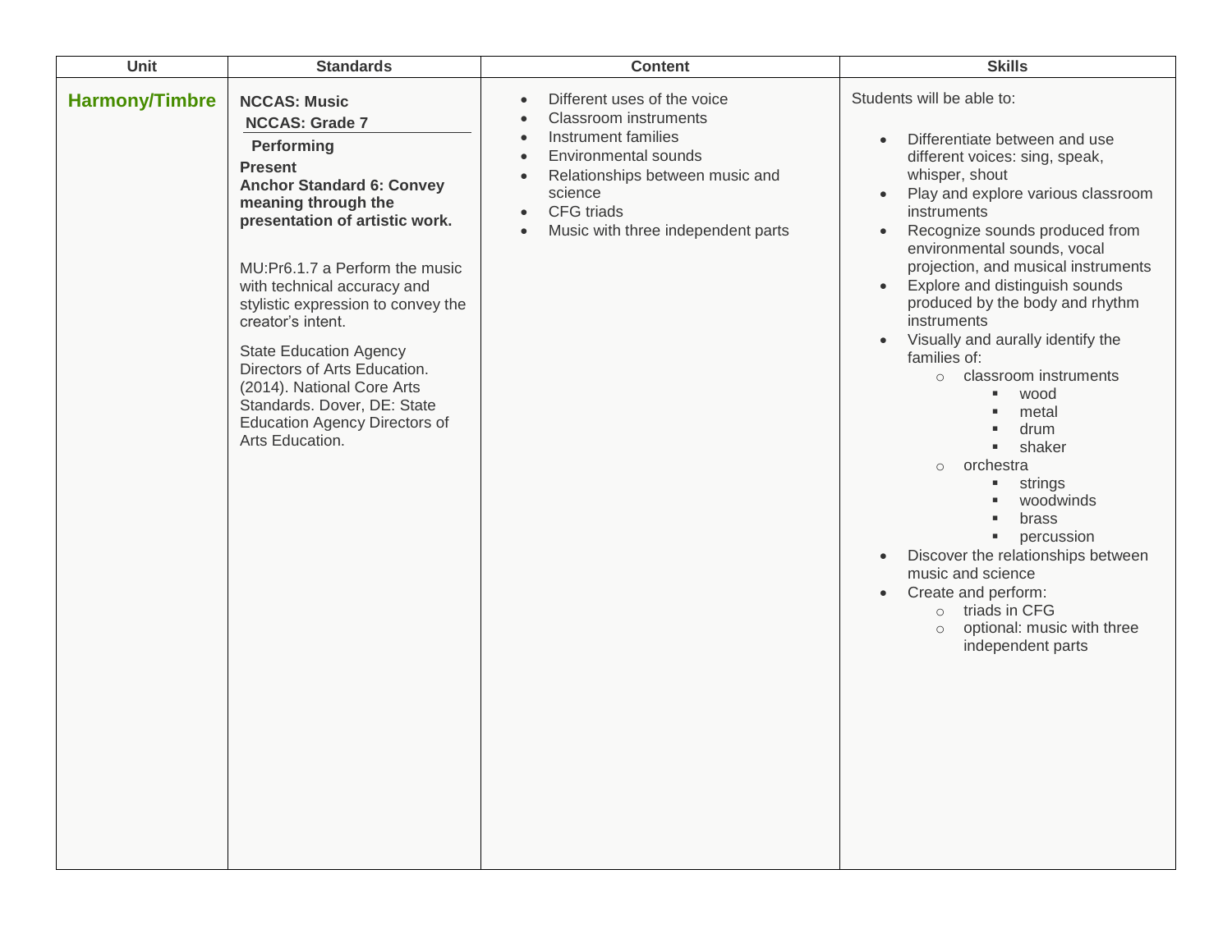| Unit | Standards | Content | Skills |
| --- | --- | --- | --- |
| **Harmony/Timbre** | **NCCAS: Music**<br>**NCCAS: Grade 7**<br>**Performing**<br>**Present**<br>**Anchor Standard 6: Convey meaning through the presentation of artistic work.**<br><br>MU:Pr6.1.7 a Perform the music with technical accuracy and stylistic expression to convey the creator's intent.<br><br>State Education Agency Directors of Arts Education. (2014). National Core Arts Standards. Dover, DE: State Education Agency Directors of Arts Education. | • Different uses of the voice<br>• Classroom instruments<br>• Instrument families<br>• Environmental sounds<br>• Relationships between music and science<br>• CFG triads<br>• Music with three independent parts | Students will be able to:<br><br>• Differentiate between and use different voices: sing, speak, whisper, shout<br>• Play and explore various classroom instruments<br>• Recognize sounds produced from environmental sounds, vocal projection, and musical instruments<br>• Explore and distinguish sounds produced by the body and rhythm instruments<br>• Visually and aurally identify the families of:<br>  ○ classroom instruments<br>    ▪ wood<br>    ▪ metal<br>    ▪ drum<br>    ▪ shaker<br>  ○ orchestra<br>    ▪ strings<br>    ▪ woodwinds<br>    ▪ brass<br>    ▪ percussion<br>• Discover the relationships between music and science<br>• Create and perform:<br>  ○ triads in CFG<br>  ○ optional: music with three independent parts |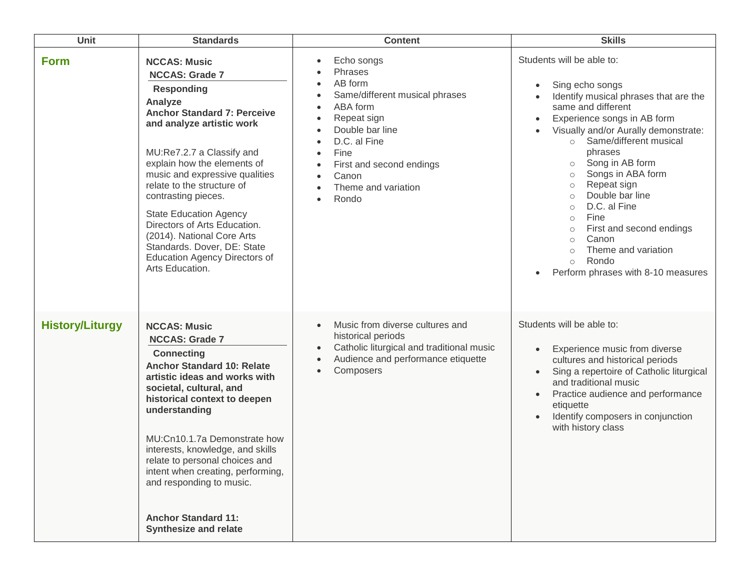| Unit | Standards | Content | Skills |
|---|---|---|---|
| **Form** | **NCCAS: Music**<br>**NCCAS: Grade 7**<br>**Responding**<br>**Analyze**<br>**Anchor Standard 7: Perceive and analyze artistic work**<br><br>MU:Re7.2.7 a Classify and explain how the elements of music and expressive qualities relate to the structure of contrasting pieces.<br><br>State Education Agency Directors of Arts Education. (2014). National Core Arts Standards. Dover, DE: State Education Agency Directors of Arts Education. | • Echo songs<br>• Phrases<br>• AB form<br>• Same/different musical phrases<br>• ABA form<br>• Repeat sign<br>• Double bar line<br>• D.C. al Fine<br>• Fine<br>• First and second endings<br>• Canon<br>• Theme and variation<br>• Rondo | Students will be able to:<br><br>• Sing echo songs<br>• Identify musical phrases that are the same and different<br>• Experience songs in AB form<br>• Visually and/or Aurally demonstrate:<br>&nbsp;&nbsp;&nbsp;&nbsp;○ Same/different musical phrases<br>&nbsp;&nbsp;&nbsp;&nbsp;○ Song in AB form<br>&nbsp;&nbsp;&nbsp;&nbsp;○ Songs in ABA form<br>&nbsp;&nbsp;&nbsp;&nbsp;○ Repeat sign<br>&nbsp;&nbsp;&nbsp;&nbsp;○ Double bar line<br>&nbsp;&nbsp;&nbsp;&nbsp;○ D.C. al Fine<br>&nbsp;&nbsp;&nbsp;&nbsp;○ Fine<br>&nbsp;&nbsp;&nbsp;&nbsp;○ First and second endings<br>&nbsp;&nbsp;&nbsp;&nbsp;○ Canon<br>&nbsp;&nbsp;&nbsp;&nbsp;○ Theme and variation<br>&nbsp;&nbsp;&nbsp;&nbsp;○ Rondo<br>• Perform phrases with 8-10 measures |
| **History/Liturgy** | **NCCAS: Music**<br>**NCCAS: Grade 7**<br>**Connecting**<br>**Anchor Standard 10: Relate artistic ideas and works with societal, cultural, and historical context to deepen understanding**<br><br>MU:Cn10.1.7a Demonstrate how interests, knowledge, and skills relate to personal choices and intent when creating, performing, and responding to music.<br><br>**Anchor Standard 11: Synthesize and relate** | • Music from diverse cultures and historical periods<br>• Catholic liturgical and traditional music<br>• Audience and performance etiquette<br>• Composers | Students will be able to:<br><br>• Experience music from diverse cultures and historical periods<br>• Sing a repertoire of Catholic liturgical and traditional music<br>• Practice audience and performance etiquette<br>• Identify composers in conjunction with history class |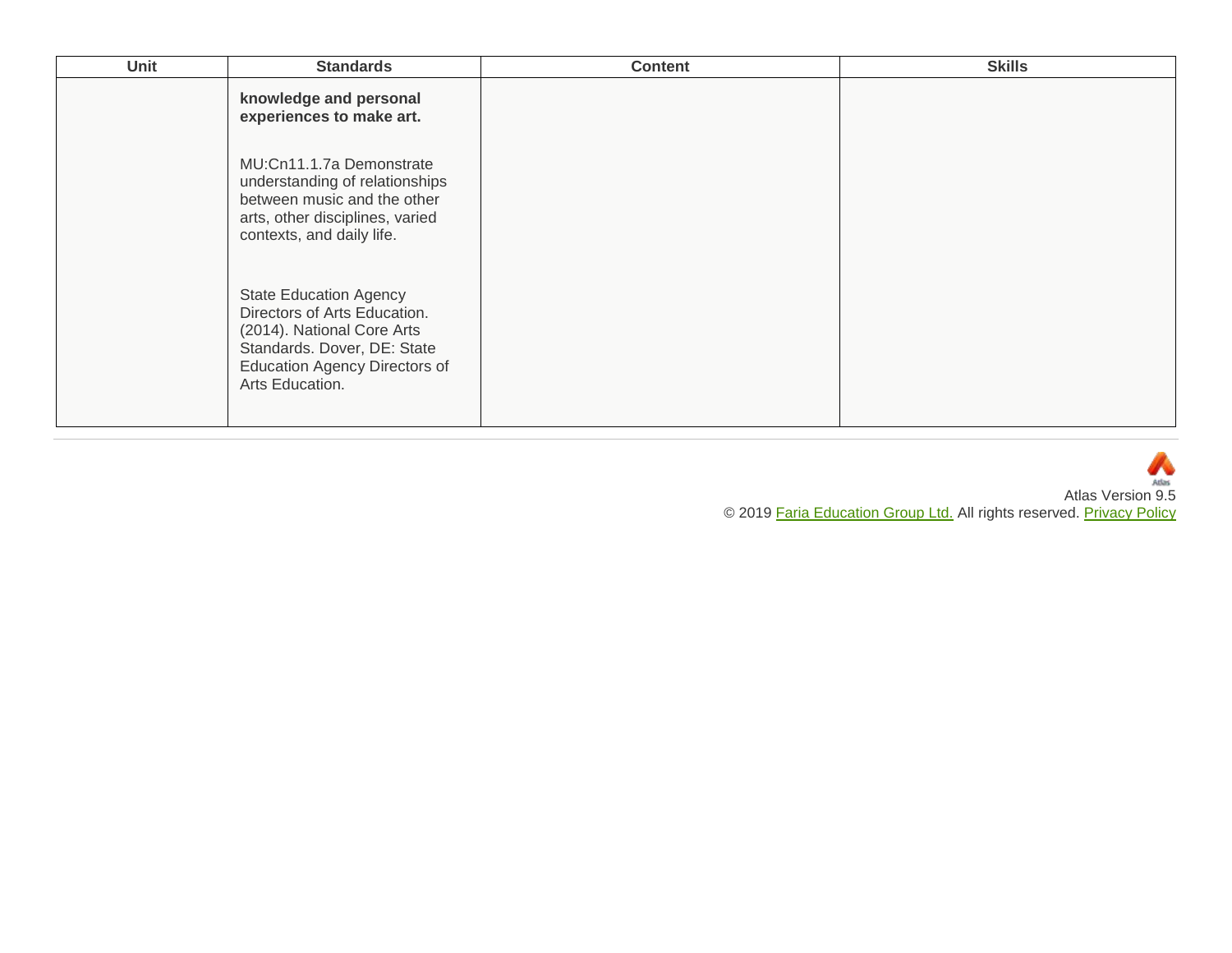| Unit | Standards | Content | Skills |
|---|---|---|---|
| | **knowledge and personal experiences to make art.**<br><br>MU:Cn11.1.7a Demonstrate understanding of relationships between music and the other arts, other disciplines, varied contexts, and daily life.<br><br>State Education Agency Directors of Arts Education. (2014). National Core Arts Standards. Dover, DE: State Education Agency Directors of Arts Education. | | |

Atlas Version 9.5
© 2019 Faria Education Group Ltd. All rights reserved. Privacy Policy